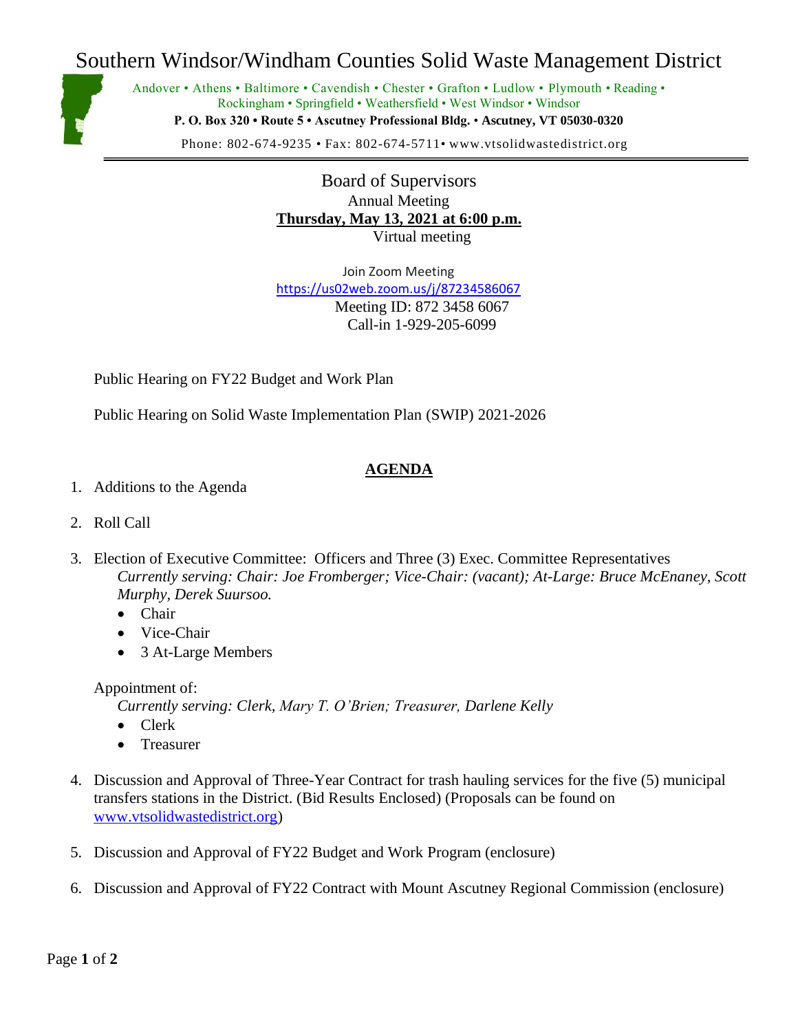# Southern Windsor/Windham Counties Solid Waste Management District

Andover • Athens • Baltimore • Cavendish • Chester • Grafton • Ludlow • Plymouth • Reading • Rockingham • Springfield • Weathersfield • West Windsor • Windsor

**P. O. Box 320 • Route 5 • Ascutney Professional Bldg. • Ascutney, VT 05030-0320**

Phone: 802-674-9235 • Fax: 802-674-5711• www.vtsolidwastedistrict.org

## Board of Supervisors

Annual Meeting

**Thursday, May 13, 2021 at 6:00 p.m.**

Virtual meeting

Join Zoom Meeting

https://us02web.zoom.us/j/87234586067

Meeting ID: 872 3458 6067

Call-in 1-929-205-6099

Public Hearing on FY22 Budget and Work Plan

Public Hearing on Solid Waste Implementation Plan (SWIP) 2021-2026

## AGENDA

1. Additions to the Agenda
2. Roll Call
3. Election of Executive Committee: Officers and Three (3) Exec. Committee Representatives
   *Currently serving: Chair: Joe Fromberger; Vice-Chair: (vacant); At-Large: Bruce McEnaney, Scott Murphy, Derek Suursoo.*
   - Chair
   - Vice-Chair
   - 3 At-Large Members

   Appointment of:
   *Currently serving: Clerk, Mary T. O'Brien; Treasurer, Darlene Kelly*
   - Clerk
   - Treasurer
4. Discussion and Approval of Three-Year Contract for trash hauling services for the five (5) municipal transfers stations in the District. (Bid Results Enclosed) (Proposals can be found on www.vtsolidwastedistrict.org)
5. Discussion and Approval of FY22 Budget and Work Program (enclosure)
6. Discussion and Approval of FY22 Contract with Mount Ascutney Regional Commission (enclosure)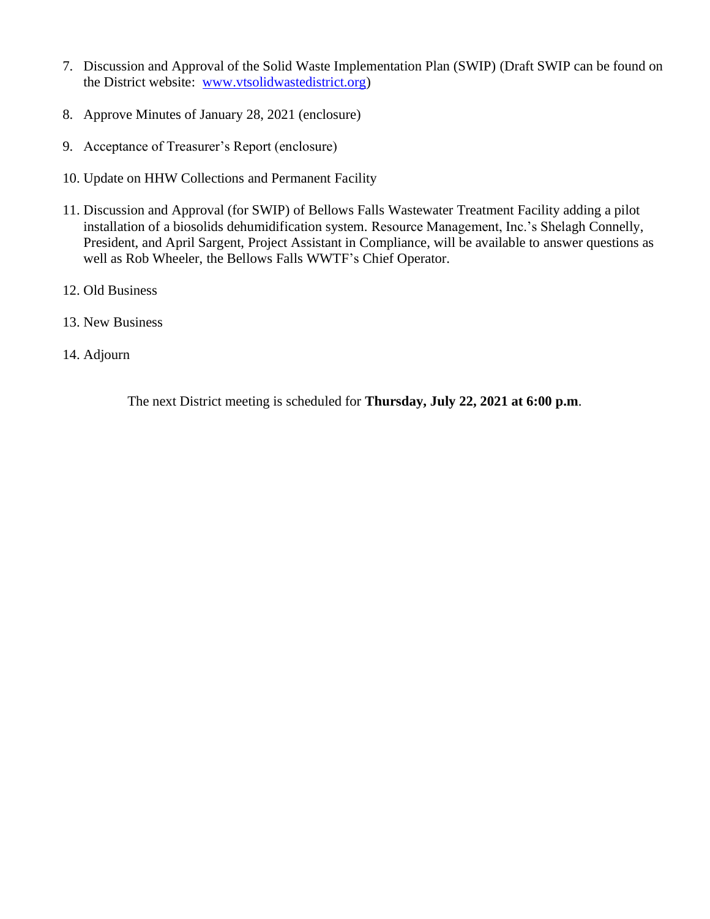7. Discussion and Approval of the Solid Waste Implementation Plan (SWIP) (Draft SWIP can be found on the District website: [www.vtsolidwastedistrict.org](http://www.vtsolidwastedistrict.org))

8. Approve Minutes of January 28, 2021 (enclosure)

9. Acceptance of Treasurer's Report (enclosure)

10. Update on HHW Collections and Permanent Facility

11. Discussion and Approval (for SWIP) of Bellows Falls Wastewater Treatment Facility adding a pilot installation of a biosolids dehumidification system. Resource Management, Inc.'s Shelagh Connelly, President, and April Sargent, Project Assistant in Compliance, will be available to answer questions as well as Rob Wheeler, the Bellows Falls WWTF's Chief Operator.

12. Old Business

13. New Business

14. Adjourn

The next District meeting is scheduled for **Thursday, July 22, 2021 at 6:00 p.m**.